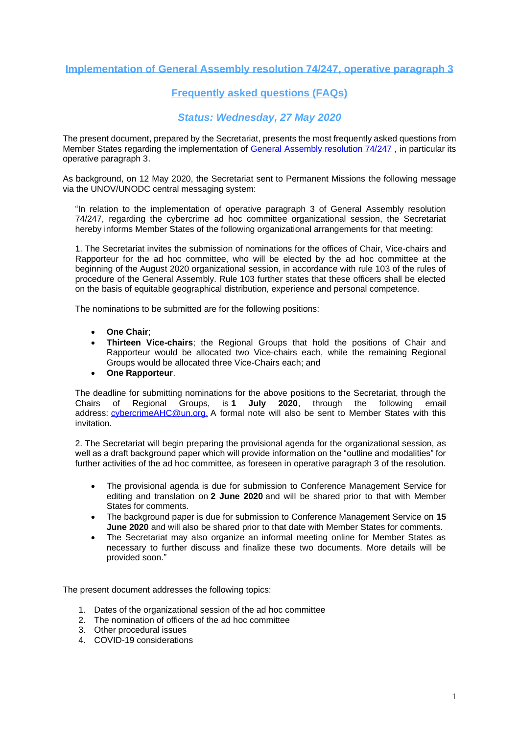# Implementation of General Assembly resolution 74/247, operative paragraph 3

## Frequently asked questions (FAQs)

### *Status: Wednesday, 27 May 2020*

The present document, prepared by the Secretariat, presents the most frequently asked questions from Member States regarding the implementation of General Assembly resolution 74/247 , in particular its operative paragraph 3.

As background, on 12 May 2020, the Secretariat sent to Permanent Missions the following message via the UNOV/UNODC central messaging system:

> "In relation to the implementation of operative paragraph 3 of General Assembly resolution 74/247, regarding the cybercrime ad hoc committee organizational session, the Secretariat hereby informs Member States of the following organizational arrangements for that meeting:
>
> 1. The Secretariat invites the submission of nominations for the offices of Chair, Vice-chairs and Rapporteur for the ad hoc committee, who will be elected by the ad hoc committee at the beginning of the August 2020 organizational session, in accordance with rule 103 of the rules of procedure of the General Assembly. Rule 103 further states that these officers shall be elected on the basis of equitable geographical distribution, experience and personal competence.
>
> The nominations to be submitted are for the following positions:
>
> - **One Chair**;
> - **Thirteen Vice-chairs**; the Regional Groups that hold the positions of Chair and Rapporteur would be allocated two Vice-chairs each, while the remaining Regional Groups would be allocated three Vice-Chairs each; and
> - **One Rapporteur**.
>
> The deadline for submitting nominations for the above positions to the Secretariat, through the Chairs of Regional Groups, is **1 July 2020**, through the following email address: cybercrimeAHC@un.org. A formal note will also be sent to Member States with this invitation.
>
> 2. The Secretariat will begin preparing the provisional agenda for the organizational session, as well as a draft background paper which will provide information on the "outline and modalities" for further activities of the ad hoc committee, as foreseen in operative paragraph 3 of the resolution.
>
> - The provisional agenda is due for submission to Conference Management Service for editing and translation on **2 June 2020** and will be shared prior to that with Member States for comments.
> - The background paper is due for submission to Conference Management Service on **15 June 2020** and will also be shared prior to that date with Member States for comments.
> - The Secretariat may also organize an informal meeting online for Member States as necessary to further discuss and finalize these two documents. More details will be provided soon."

The present document addresses the following topics:

1. Dates of the organizational session of the ad hoc committee
2. The nomination of officers of the ad hoc committee
3. Other procedural issues
4. COVID-19 considerations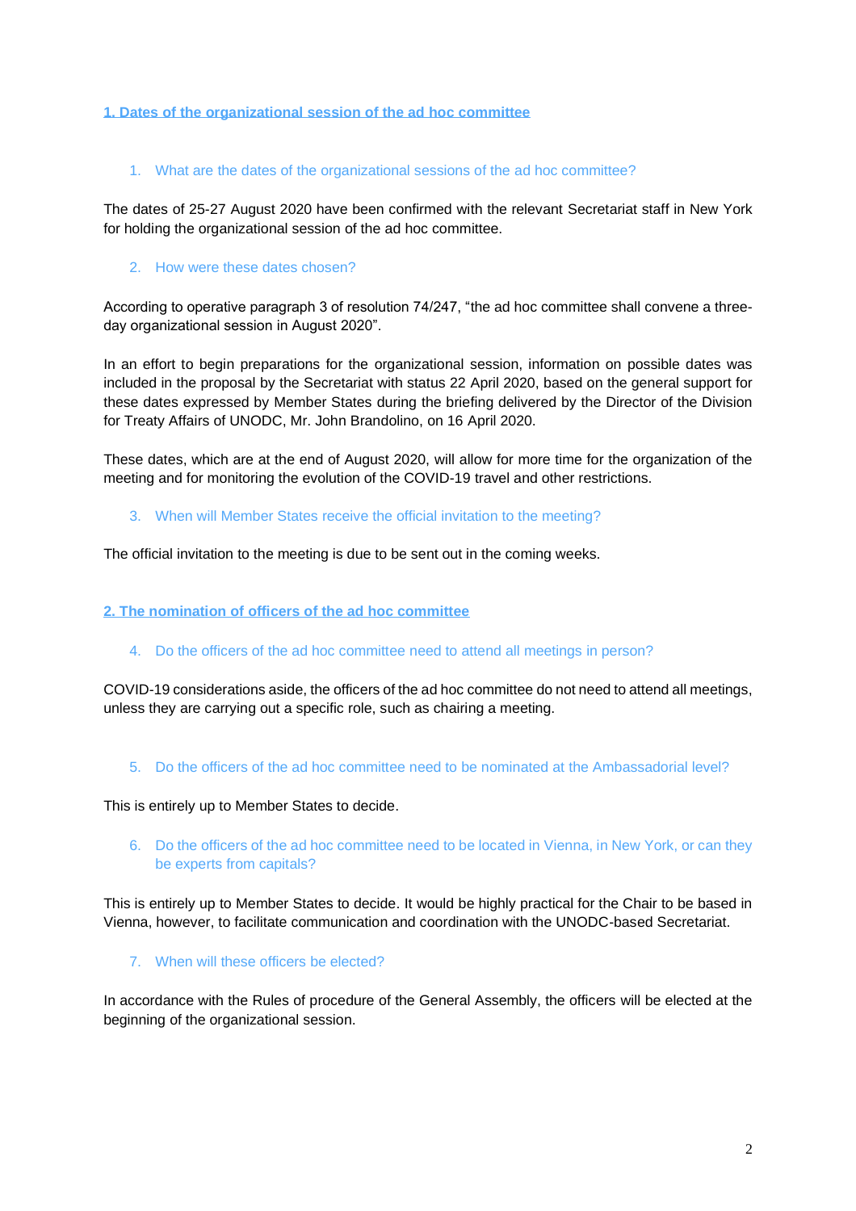## 1. Dates of the organizational session of the ad hoc committee

1. What are the dates of the organizational sessions of the ad hoc committee?

The dates of 25-27 August 2020 have been confirmed with the relevant Secretariat staff in New York for holding the organizational session of the ad hoc committee.

2. How were these dates chosen?

According to operative paragraph 3 of resolution 74/247, "the ad hoc committee shall convene a three-day organizational session in August 2020".

In an effort to begin preparations for the organizational session, information on possible dates was included in the proposal by the Secretariat with status 22 April 2020, based on the general support for these dates expressed by Member States during the briefing delivered by the Director of the Division for Treaty Affairs of UNODC, Mr. John Brandolino, on 16 April 2020.

These dates, which are at the end of August 2020, will allow for more time for the organization of the meeting and for monitoring the evolution of the COVID-19 travel and other restrictions.

3. When will Member States receive the official invitation to the meeting?

The official invitation to the meeting is due to be sent out in the coming weeks.

## 2. The nomination of officers of the ad hoc committee

4. Do the officers of the ad hoc committee need to attend all meetings in person?

COVID-19 considerations aside, the officers of the ad hoc committee do not need to attend all meetings, unless they are carrying out a specific role, such as chairing a meeting.

5. Do the officers of the ad hoc committee need to be nominated at the Ambassadorial level?

This is entirely up to Member States to decide.

6. Do the officers of the ad hoc committee need to be located in Vienna, in New York, or can they be experts from capitals?

This is entirely up to Member States to decide. It would be highly practical for the Chair to be based in Vienna, however, to facilitate communication and coordination with the UNODC-based Secretariat.

7. When will these officers be elected?

In accordance with the Rules of procedure of the General Assembly, the officers will be elected at the beginning of the organizational session.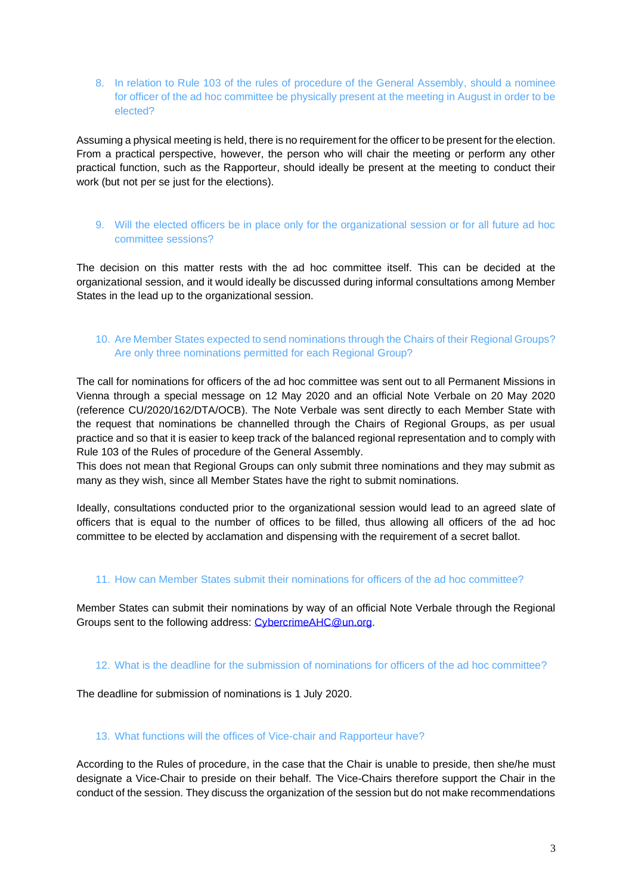8. In relation to Rule 103 of the rules of procedure of the General Assembly, should a nominee for officer of the ad hoc committee be physically present at the meeting in August in order to be elected?

Assuming a physical meeting is held, there is no requirement for the officer to be present for the election. From a practical perspective, however, the person who will chair the meeting or perform any other practical function, such as the Rapporteur, should ideally be present at the meeting to conduct their work (but not per se just for the elections).

9. Will the elected officers be in place only for the organizational session or for all future ad hoc committee sessions?

The decision on this matter rests with the ad hoc committee itself. This can be decided at the organizational session, and it would ideally be discussed during informal consultations among Member States in the lead up to the organizational session.

10. Are Member States expected to send nominations through the Chairs of their Regional Groups? Are only three nominations permitted for each Regional Group?

The call for nominations for officers of the ad hoc committee was sent out to all Permanent Missions in Vienna through a special message on 12 May 2020 and an official Note Verbale on 20 May 2020 (reference CU/2020/162/DTA/OCB). The Note Verbale was sent directly to each Member State with the request that nominations be channelled through the Chairs of Regional Groups, as per usual practice and so that it is easier to keep track of the balanced regional representation and to comply with Rule 103 of the Rules of procedure of the General Assembly.
This does not mean that Regional Groups can only submit three nominations and they may submit as many as they wish, since all Member States have the right to submit nominations.

Ideally, consultations conducted prior to the organizational session would lead to an agreed slate of officers that is equal to the number of offices to be filled, thus allowing all officers of the ad hoc committee to be elected by acclamation and dispensing with the requirement of a secret ballot.

11. How can Member States submit their nominations for officers of the ad hoc committee?

Member States can submit their nominations by way of an official Note Verbale through the Regional Groups sent to the following address: [CybercrimeAHC@un.org](mailto:CybercrimeAHC@un.org).

12. What is the deadline for the submission of nominations for officers of the ad hoc committee?

The deadline for submission of nominations is 1 July 2020.

13. What functions will the offices of Vice-chair and Rapporteur have?

According to the Rules of procedure, in the case that the Chair is unable to preside, then she/he must designate a Vice-Chair to preside on their behalf. The Vice-Chairs therefore support the Chair in the conduct of the session. They discuss the organization of the session but do not make recommendations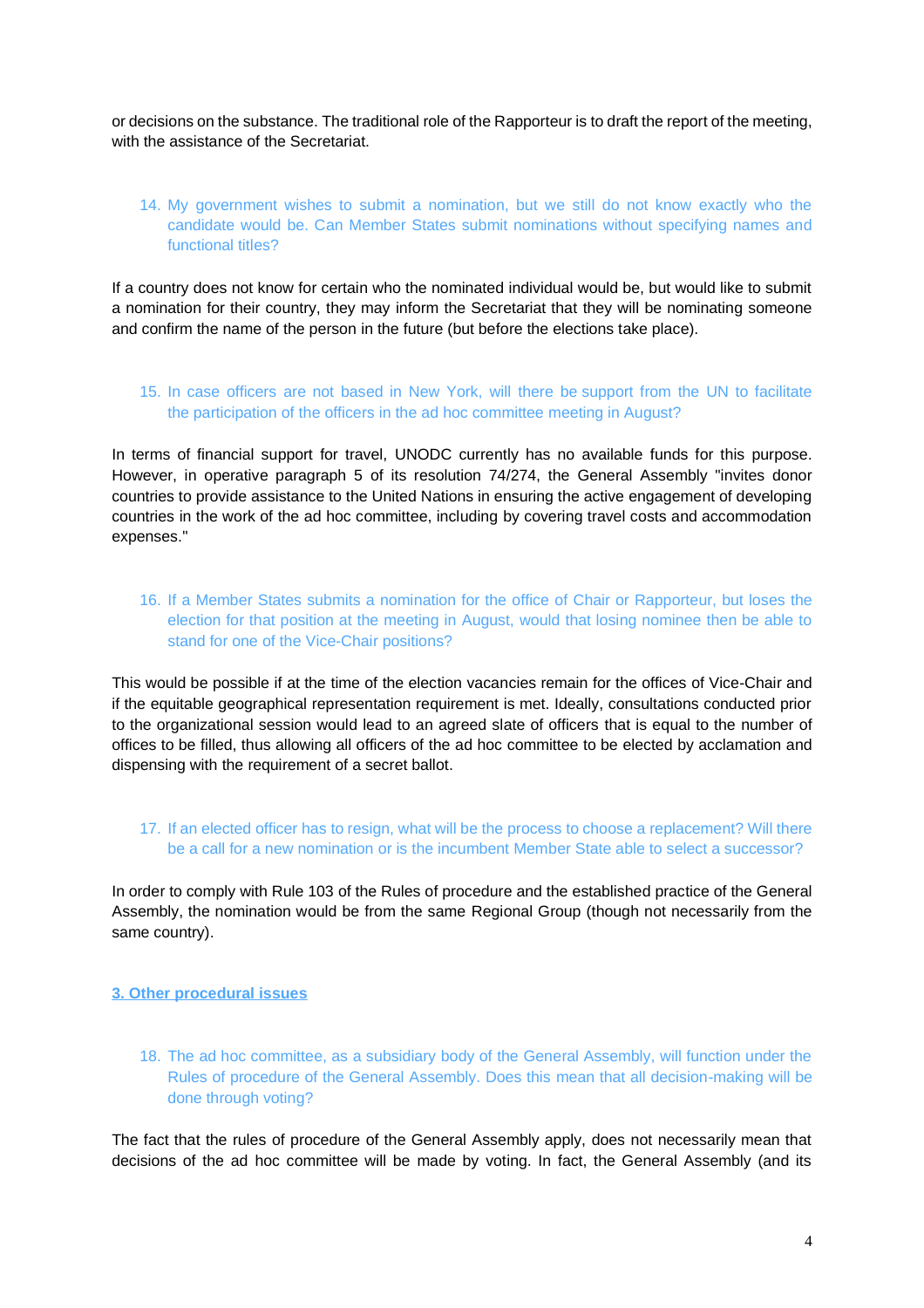or decisions on the substance. The traditional role of the Rapporteur is to draft the report of the meeting, with the assistance of the Secretariat.

14. My government wishes to submit a nomination, but we still do not know exactly who the candidate would be. Can Member States submit nominations without specifying names and functional titles?

If a country does not know for certain who the nominated individual would be, but would like to submit a nomination for their country, they may inform the Secretariat that they will be nominating someone and confirm the name of the person in the future (but before the elections take place).

15. In case officers are not based in New York, will there be support from the UN to facilitate the participation of the officers in the ad hoc committee meeting in August?

In terms of financial support for travel, UNODC currently has no available funds for this purpose. However, in operative paragraph 5 of its resolution 74/274, the General Assembly "invites donor countries to provide assistance to the United Nations in ensuring the active engagement of developing countries in the work of the ad hoc committee, including by covering travel costs and accommodation expenses."

16. If a Member States submits a nomination for the office of Chair or Rapporteur, but loses the election for that position at the meeting in August, would that losing nominee then be able to stand for one of the Vice-Chair positions?

This would be possible if at the time of the election vacancies remain for the offices of Vice-Chair and if the equitable geographical representation requirement is met. Ideally, consultations conducted prior to the organizational session would lead to an agreed slate of officers that is equal to the number of offices to be filled, thus allowing all officers of the ad hoc committee to be elected by acclamation and dispensing with the requirement of a secret ballot.

17. If an elected officer has to resign, what will be the process to choose a replacement? Will there be a call for a new nomination or is the incumbent Member State able to select a successor?

In order to comply with Rule 103 of the Rules of procedure and the established practice of the General Assembly, the nomination would be from the same Regional Group (though not necessarily from the same country).

## 3. Other procedural issues

18. The ad hoc committee, as a subsidiary body of the General Assembly, will function under the Rules of procedure of the General Assembly. Does this mean that all decision-making will be done through voting?

The fact that the rules of procedure of the General Assembly apply, does not necessarily mean that decisions of the ad hoc committee will be made by voting. In fact, the General Assembly (and its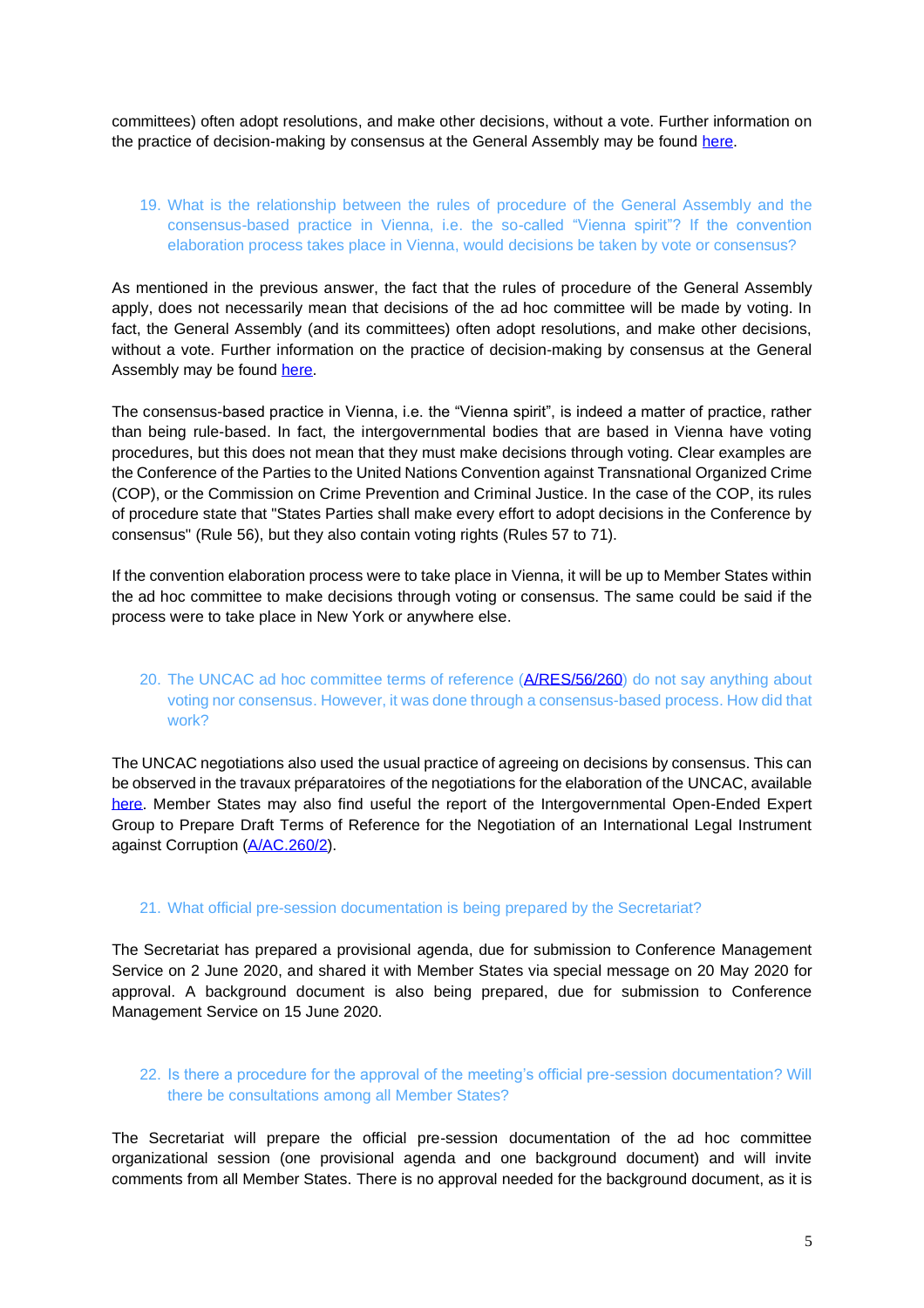committees) often adopt resolutions, and make other decisions, without a vote. Further information on the practice of decision-making by consensus at the General Assembly may be found here.

19. What is the relationship between the rules of procedure of the General Assembly and the consensus-based practice in Vienna, i.e. the so-called "Vienna spirit"? If the convention elaboration process takes place in Vienna, would decisions be taken by vote or consensus?

As mentioned in the previous answer, the fact that the rules of procedure of the General Assembly apply, does not necessarily mean that decisions of the ad hoc committee will be made by voting. In fact, the General Assembly (and its committees) often adopt resolutions, and make other decisions, without a vote. Further information on the practice of decision-making by consensus at the General Assembly may be found here.

The consensus-based practice in Vienna, i.e. the "Vienna spirit", is indeed a matter of practice, rather than being rule-based. In fact, the intergovernmental bodies that are based in Vienna have voting procedures, but this does not mean that they must make decisions through voting. Clear examples are the Conference of the Parties to the United Nations Convention against Transnational Organized Crime (COP), or the Commission on Crime Prevention and Criminal Justice. In the case of the COP, its rules of procedure state that "States Parties shall make every effort to adopt decisions in the Conference by consensus" (Rule 56), but they also contain voting rights (Rules 57 to 71).

If the convention elaboration process were to take place in Vienna, it will be up to Member States within the ad hoc committee to make decisions through voting or consensus. The same could be said if the process were to take place in New York or anywhere else.

20. The UNCAC ad hoc committee terms of reference (A/RES/56/260) do not say anything about voting nor consensus. However, it was done through a consensus-based process. How did that work?

The UNCAC negotiations also used the usual practice of agreeing on decisions by consensus. This can be observed in the travaux préparatoires of the negotiations for the elaboration of the UNCAC, available here. Member States may also find useful the report of the Intergovernmental Open-Ended Expert Group to Prepare Draft Terms of Reference for the Negotiation of an International Legal Instrument against Corruption (A/AC.260/2).

21. What official pre-session documentation is being prepared by the Secretariat?

The Secretariat has prepared a provisional agenda, due for submission to Conference Management Service on 2 June 2020, and shared it with Member States via special message on 20 May 2020 for approval. A background document is also being prepared, due for submission to Conference Management Service on 15 June 2020.

22. Is there a procedure for the approval of the meeting's official pre-session documentation? Will there be consultations among all Member States?

The Secretariat will prepare the official pre-session documentation of the ad hoc committee organizational session (one provisional agenda and one background document) and will invite comments from all Member States. There is no approval needed for the background document, as it is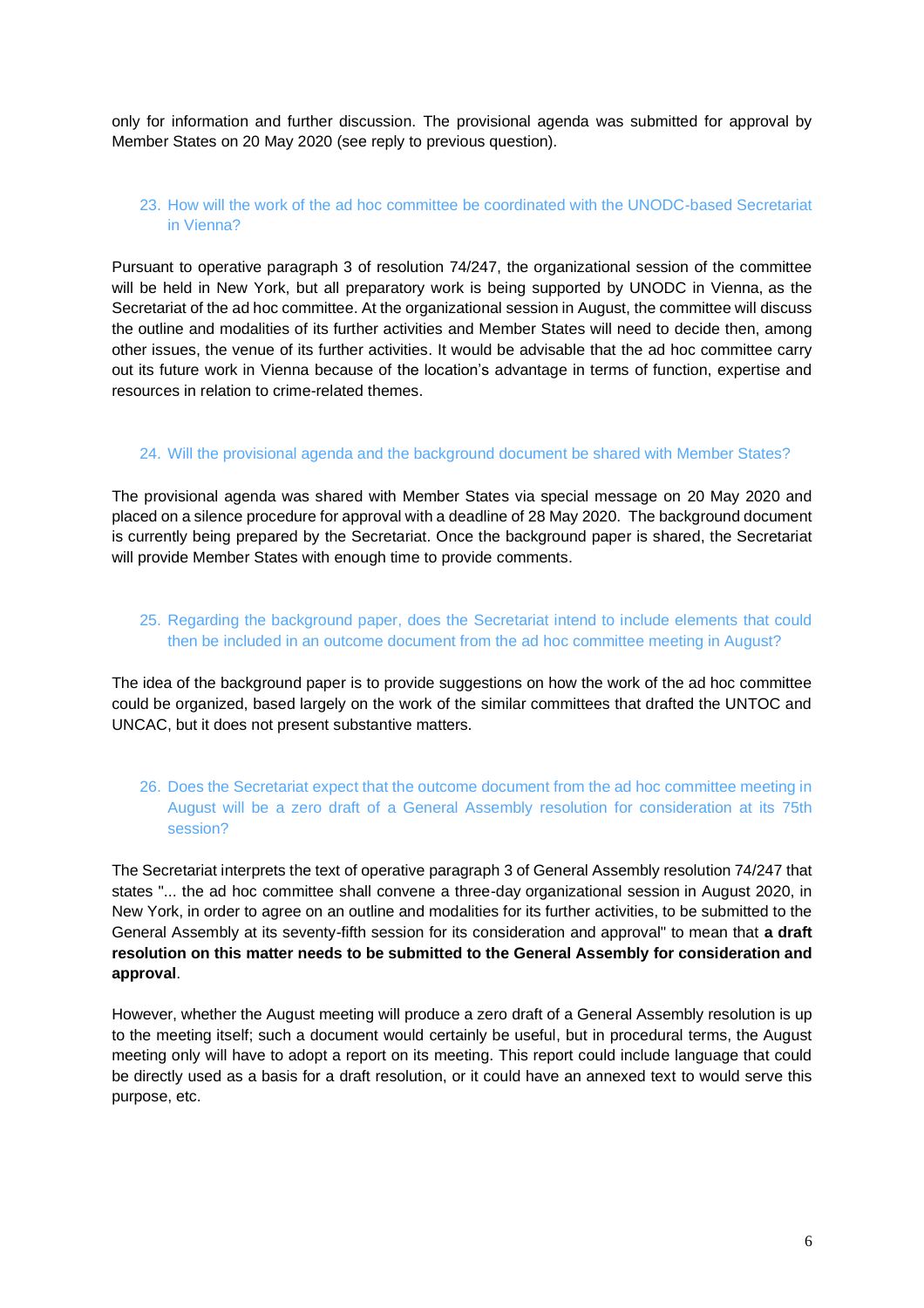only for information and further discussion. The provisional agenda was submitted for approval by Member States on 20 May 2020 (see reply to previous question).

### 23. How will the work of the ad hoc committee be coordinated with the UNODC-based Secretariat in Vienna?

Pursuant to operative paragraph 3 of resolution 74/247, the organizational session of the committee will be held in New York, but all preparatory work is being supported by UNODC in Vienna, as the Secretariat of the ad hoc committee. At the organizational session in August, the committee will discuss the outline and modalities of its further activities and Member States will need to decide then, among other issues, the venue of its further activities. It would be advisable that the ad hoc committee carry out its future work in Vienna because of the location's advantage in terms of function, expertise and resources in relation to crime-related themes.

### 24. Will the provisional agenda and the background document be shared with Member States?

The provisional agenda was shared with Member States via special message on 20 May 2020 and placed on a silence procedure for approval with a deadline of 28 May 2020. The background document is currently being prepared by the Secretariat. Once the background paper is shared, the Secretariat will provide Member States with enough time to provide comments.

### 25. Regarding the background paper, does the Secretariat intend to include elements that could then be included in an outcome document from the ad hoc committee meeting in August?

The idea of the background paper is to provide suggestions on how the work of the ad hoc committee could be organized, based largely on the work of the similar committees that drafted the UNTOC and UNCAC, but it does not present substantive matters.

### 26. Does the Secretariat expect that the outcome document from the ad hoc committee meeting in August will be a zero draft of a General Assembly resolution for consideration at its 75th session?

The Secretariat interprets the text of operative paragraph 3 of General Assembly resolution 74/247 that states "... the ad hoc committee shall convene a three-day organizational session in August 2020, in New York, in order to agree on an outline and modalities for its further activities, to be submitted to the General Assembly at its seventy-fifth session for its consideration and approval" to mean that **a draft resolution on this matter needs to be submitted to the General Assembly for consideration and approval**.

However, whether the August meeting will produce a zero draft of a General Assembly resolution is up to the meeting itself; such a document would certainly be useful, but in procedural terms, the August meeting only will have to adopt a report on its meeting. This report could include language that could be directly used as a basis for a draft resolution, or it could have an annexed text to would serve this purpose, etc.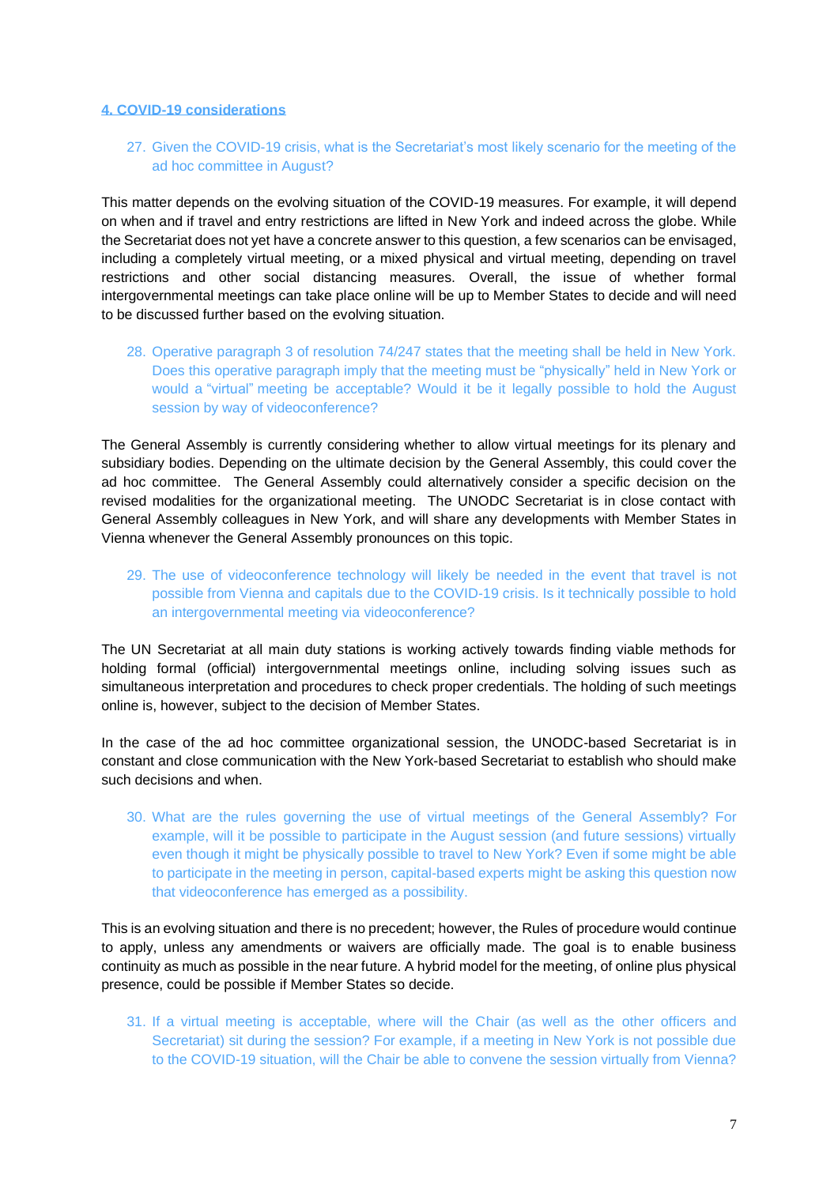## 4. COVID-19 considerations

27. Given the COVID-19 crisis, what is the Secretariat's most likely scenario for the meeting of the ad hoc committee in August?

This matter depends on the evolving situation of the COVID-19 measures. For example, it will depend on when and if travel and entry restrictions are lifted in New York and indeed across the globe. While the Secretariat does not yet have a concrete answer to this question, a few scenarios can be envisaged, including a completely virtual meeting, or a mixed physical and virtual meeting, depending on travel restrictions and other social distancing measures. Overall, the issue of whether formal intergovernmental meetings can take place online will be up to Member States to decide and will need to be discussed further based on the evolving situation.

28. Operative paragraph 3 of resolution 74/247 states that the meeting shall be held in New York. Does this operative paragraph imply that the meeting must be "physically" held in New York or would a "virtual" meeting be acceptable? Would it be legally possible to hold the August session by way of videoconference?

The General Assembly is currently considering whether to allow virtual meetings for its plenary and subsidiary bodies. Depending on the ultimate decision by the General Assembly, this could cover the ad hoc committee. The General Assembly could alternatively consider a specific decision on the revised modalities for the organizational meeting. The UNODC Secretariat is in close contact with General Assembly colleagues in New York, and will share any developments with Member States in Vienna whenever the General Assembly pronounces on this topic.

29. The use of videoconference technology will likely be needed in the event that travel is not possible from Vienna and capitals due to the COVID-19 crisis. Is it technically possible to hold an intergovernmental meeting via videoconference?

The UN Secretariat at all main duty stations is working actively towards finding viable methods for holding formal (official) intergovernmental meetings online, including solving issues such as simultaneous interpretation and procedures to check proper credentials. The holding of such meetings online is, however, subject to the decision of Member States.

In the case of the ad hoc committee organizational session, the UNODC-based Secretariat is in constant and close communication with the New York-based Secretariat to establish who should make such decisions and when.

30. What are the rules governing the use of virtual meetings of the General Assembly? For example, will it be possible to participate in the August session (and future sessions) virtually even though it might be physically possible to travel to New York? Even if some might be able to participate in the meeting in person, capital-based experts might be asking this question now that videoconference has emerged as a possibility.

This is an evolving situation and there is no precedent; however, the Rules of procedure would continue to apply, unless any amendments or waivers are officially made. The goal is to enable business continuity as much as possible in the near future. A hybrid model for the meeting, of online plus physical presence, could be possible if Member States so decide.

31. If a virtual meeting is acceptable, where will the Chair (as well as the other officers and Secretariat) sit during the session? For example, if a meeting in New York is not possible due to the COVID-19 situation, will the Chair be able to convene the session virtually from Vienna?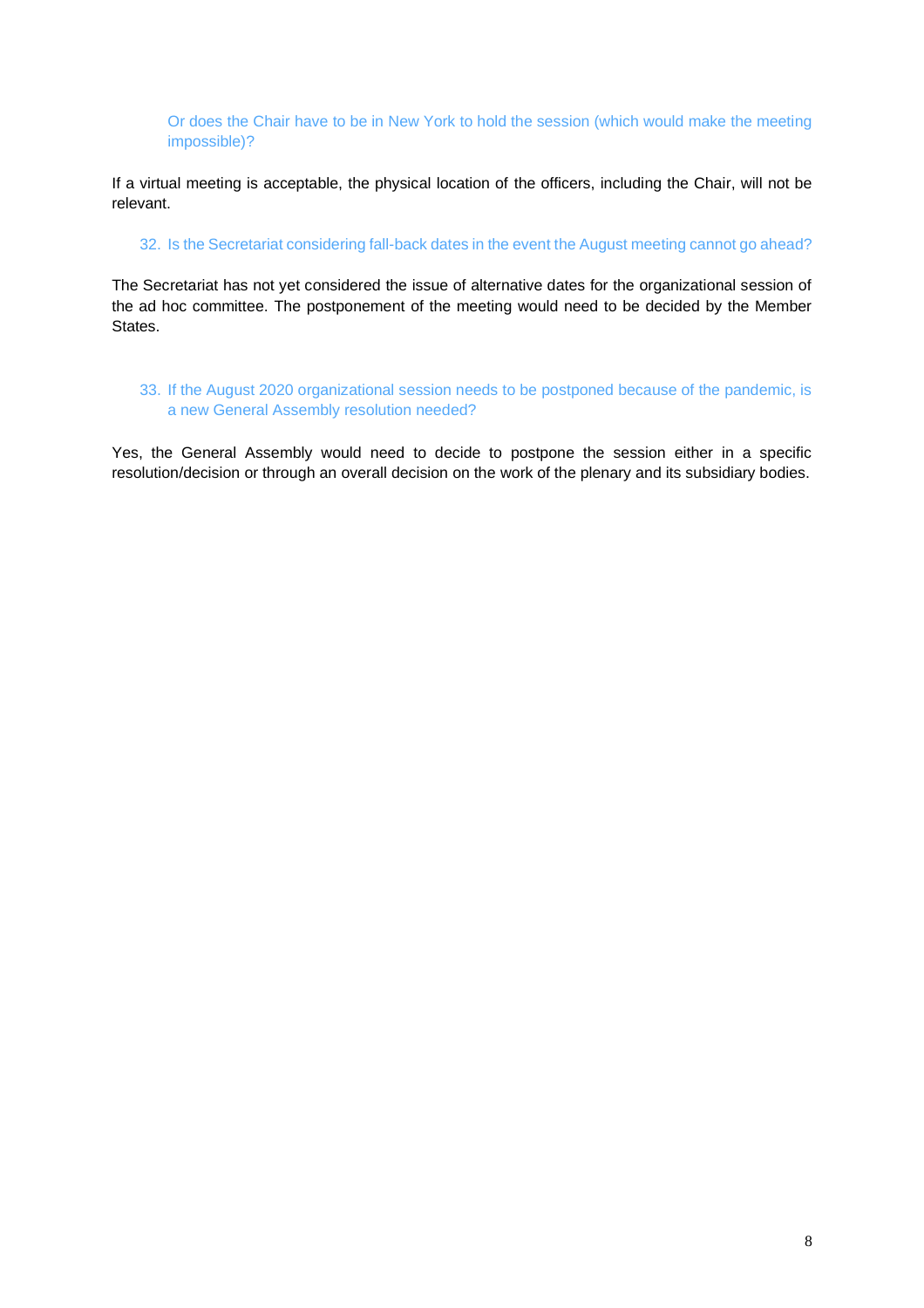Or does the Chair have to be in New York to hold the session (which would make the meeting impossible)?

If a virtual meeting is acceptable, the physical location of the officers, including the Chair, will not be relevant.

32. Is the Secretariat considering fall-back dates in the event the August meeting cannot go ahead?

The Secretariat has not yet considered the issue of alternative dates for the organizational session of the ad hoc committee. The postponement of the meeting would need to be decided by the Member States.

33. If the August 2020 organizational session needs to be postponed because of the pandemic, is a new General Assembly resolution needed?

Yes, the General Assembly would need to decide to postpone the session either in a specific resolution/decision or through an overall decision on the work of the plenary and its subsidiary bodies.